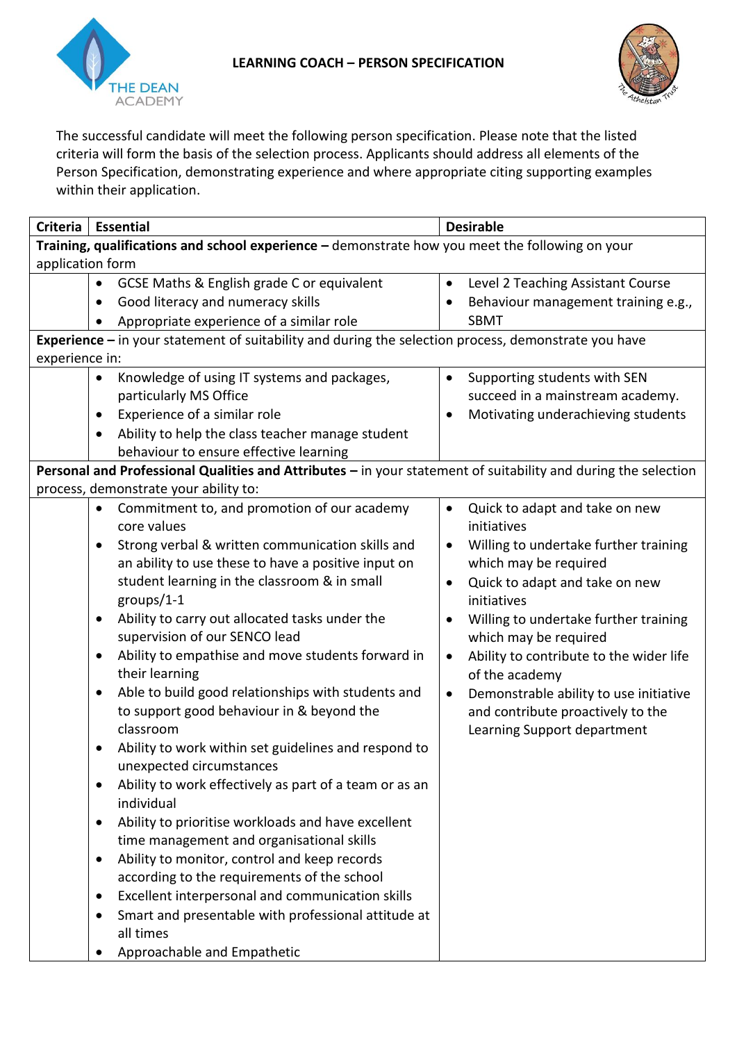# LEARNING COACH – PERSON SPECIFICATION

The successful candidate will meet the following person specification. Please note that the listed criteria will form the basis of the selection process. Applicants should address all elements of the Person Specification, demonstrating experience and where appropriate citing supporting examples within their application.

| Criteria | Essential | Desirable |
|---|---|---|
| **Training, qualifications and school experience –** demonstrate how you meet the following on your application form | | |
| | • GCSE Maths & English grade C or equivalent<br>• Good literacy and numeracy skills<br>• Appropriate experience of a similar role | • Level 2 Teaching Assistant Course<br>• Behaviour management training e.g., SBMT |
| **Experience –** in your statement of suitability and during the selection process, demonstrate you have experience in: | | |
| | • Knowledge of using IT systems and packages, particularly MS Office<br>• Experience of a similar role<br>• Ability to help the class teacher manage student behaviour to ensure effective learning | • Supporting students with SEN succeed in a mainstream academy.<br>• Motivating underachieving students |
| **Personal and Professional Qualities and Attributes –** in your statement of suitability and during the selection process, demonstrate your ability to: | | |
| | • Commitment to, and promotion of our academy core values<br>• Strong verbal & written communication skills and an ability to use these to have a positive input on student learning in the classroom & in small groups/1-1<br>• Ability to carry out allocated tasks under the supervision of our SENCO lead<br>• Ability to empathise and move students forward in their learning<br>• Able to build good relationships with students and to support good behaviour in & beyond the classroom<br>• Ability to work within set guidelines and respond to unexpected circumstances<br>• Ability to work effectively as part of a team or as an individual<br>• Ability to prioritise workloads and have excellent time management and organisational skills<br>• Ability to monitor, control and keep records according to the requirements of the school<br>• Excellent interpersonal and communication skills<br>• Smart and presentable with professional attitude at all times<br>• Approachable and Empathetic | • Quick to adapt and take on new initiatives<br>• Willing to undertake further training which may be required<br>• Quick to adapt and take on new initiatives<br>• Willing to undertake further training which may be required<br>• Ability to contribute to the wider life of the academy<br>• Demonstrable ability to use initiative and contribute proactively to the Learning Support department |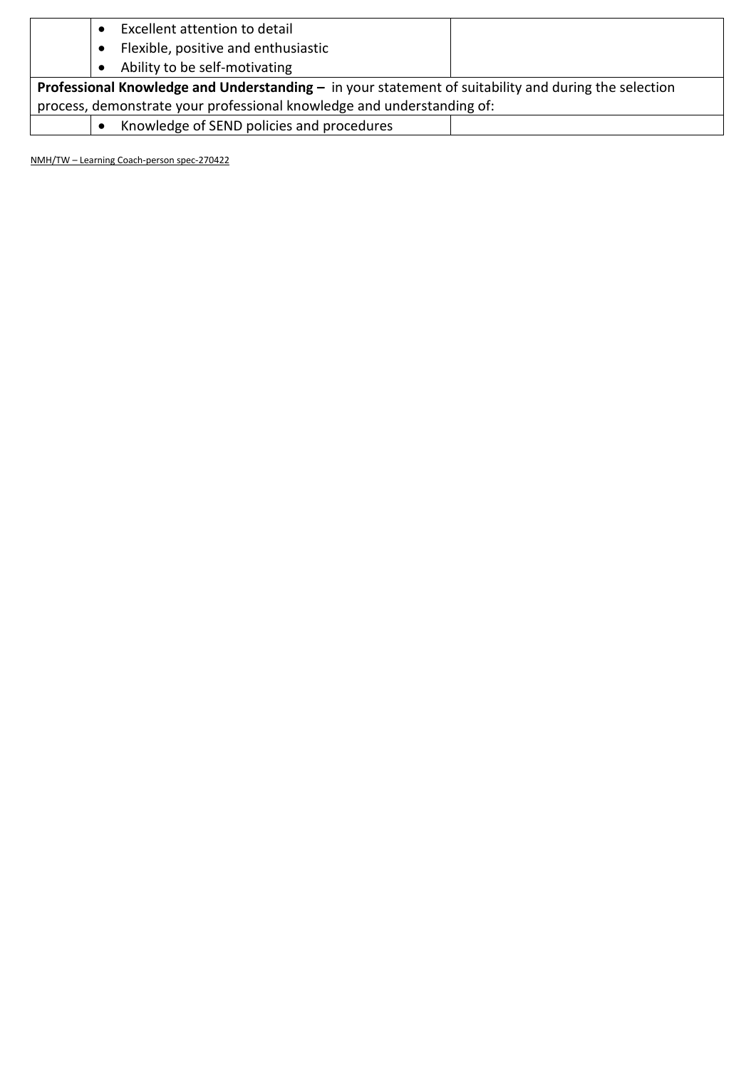| | | |
|---|---|---|
| | • Excellent attention to detail<br>• Flexible, positive and enthusiastic<br>• Ability to be self-motivating | |
| **Professional Knowledge and Understanding –** in your statement of suitability and during the selection process, demonstrate your professional knowledge and understanding of: | | |
| | • Knowledge of SEND policies and procedures | |

NMH/TW – Learning Coach-person spec-270422